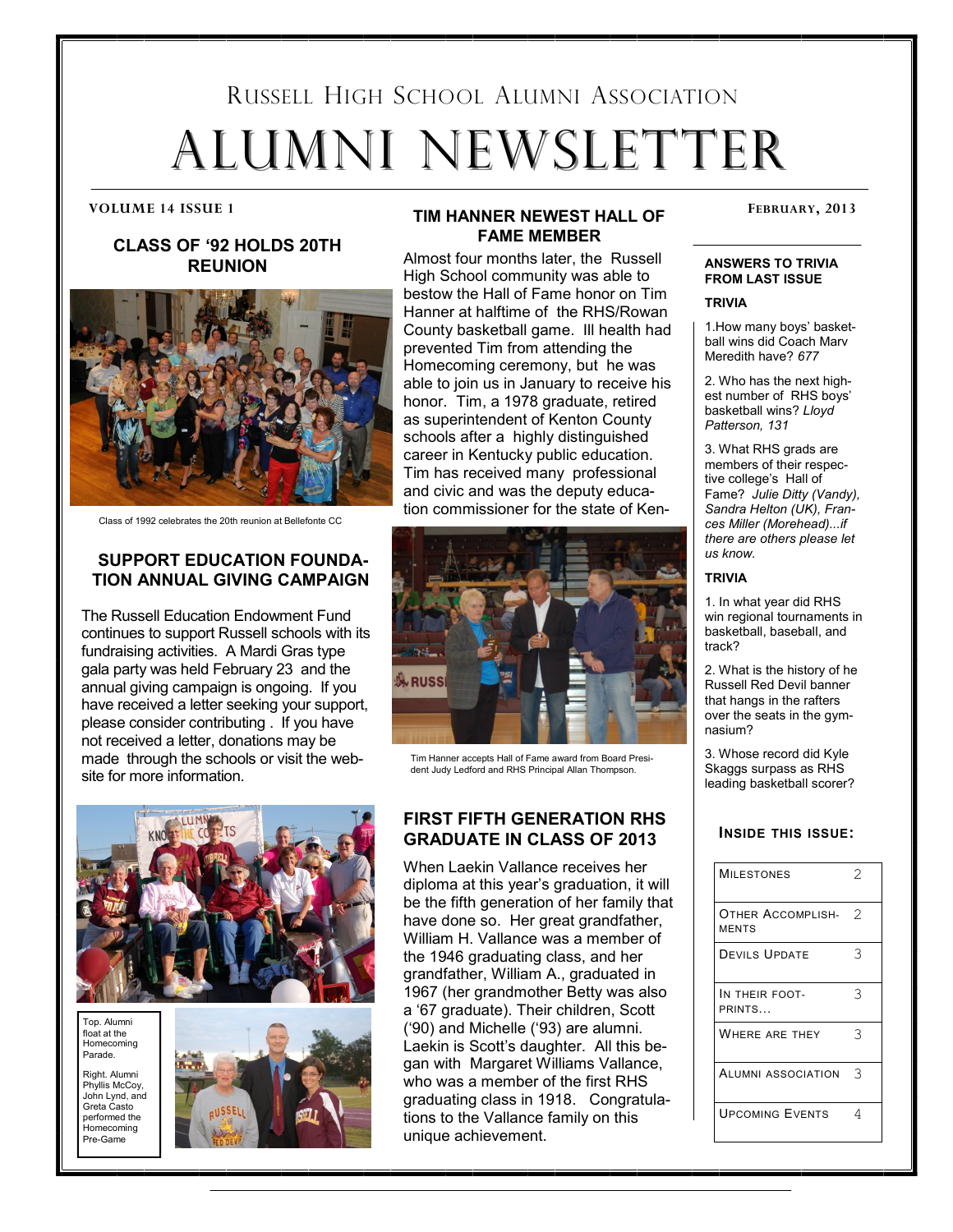# Russell High School Alumni Association

# ALUMNI NEWSLETTER

**VOLUME 14 ISSUE 1** | **FEBRUARY, 2013**

## CLASS OF '92 HOLDS 20TH REUNION

Class of 1992 celebrates the 20th reunion at Bellefonte CC

## SUPPORT EDUCATION FOUNDATION ANNUAL GIVING CAMPAIGN

The Russell Education Endowment Fund continues to support Russell schools with its fundraising activities. A Mardi Gras type gala party was held February 23 and the annual giving campaign is ongoing. If you have received a letter seeking your support, please consider contributing . If you have not received a letter, donations may be made through the schools or visit the web-site for more information.

Top. Alumni float at the Homecoming Parade.

Right. Alumni Phyllis McCoy, John Lynd, and Greta Casto performed the Homecoming Pre-Game

## TIM HANNER NEWEST HALL OF FAME MEMBER

Almost four months later, the Russell High School community was able to bestow the Hall of Fame honor on Tim Hanner at halftime of the RHS/Rowan County basketball game. Ill health had prevented Tim from attending the Homecoming ceremony, but he was able to join us in January to receive his honor. Tim, a 1978 graduate, retired as superintendent of Kenton County schools after a highly distinguished career in Kentucky public education. Tim has received many professional and civic and was the deputy education commissioner for the state of Ken-

Tim Hanner accepts Hall of Fame award from Board President Judy Ledford and RHS Principal Allan Thompson.

## FIRST FIFTH GENERATION RHS GRADUATE IN CLASS OF 2013

When Laekin Vallance receives her diploma at this year's graduation, it will be the fifth generation of her family that have done so. Her great grandfather, William H. Vallance was a member of the 1946 graduating class, and her grandfather, William A., graduated in 1967 (her grandmother Betty was also a '67 graduate). Their children, Scott ('90) and Michelle ('93) are alumni. Laekin is Scott's daughter. All this began with Margaret Williams Vallance, who was a member of the first RHS graduating class in 1918. Congratulations to the Vallance family on this unique achievement.

### ANSWERS TO TRIVIA FROM LAST ISSUE

#### TRIVIA

1. How many boys' basketball wins did Coach Marv Meredith have? *677*

2. Who has the next highest number of RHS boys' basketball wins? *Lloyd Patterson, 131*

3. What RHS grads are members of their respective college's Hall of Fame? *Julie Ditty (Vandy), Sandra Helton (UK), Frances Miller (Morehead)...if there are others please let us know.*

#### TRIVIA

1. In what year did RHS win regional tournaments in basketball, baseball, and track?

2. What is the history of he Russell Red Devil banner that hangs in the rafters over the seats in the gymnasium?

3. Whose record did Kyle Skaggs surpass as RHS leading basketball scorer?

### INSIDE THIS ISSUE:

| Section | Page |
|---|---|
| Milestones | 2 |
| Other Accomplishments | 2 |
| Devils Update | 3 |
| In Their Footprints… | 3 |
| Where Are They | 3 |
| Alumni Association | 3 |
| Upcoming Events | 4 |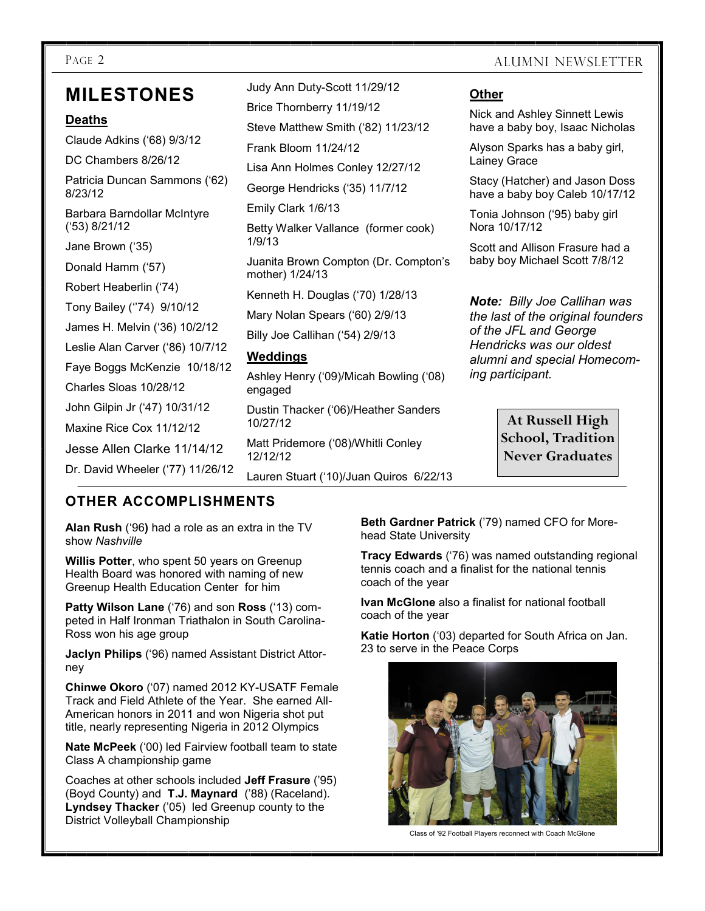# MILESTONES

## Deaths

Claude Adkins ('68) 9/3/12

DC Chambers 8/26/12

Patricia Duncan Sammons ('62) 8/23/12

Barbara Barndollar McIntyre ('53) 8/21/12

Jane Brown ('35)

Donald Hamm ('57)

Robert Heaberlin ('74)

Tony Bailey (''74) 9/10/12

James H. Melvin ('36) 10/2/12

Leslie Alan Carver ('86) 10/7/12

Faye Boggs McKenzie 10/18/12

Charles Sloas 10/28/12

John Gilpin Jr ('47) 10/31/12

Maxine Rice Cox 11/12/12

Jesse Allen Clarke 11/14/12

Dr. David Wheeler ('77) 11/26/12

Judy Ann Duty-Scott 11/29/12

Brice Thornberry 11/19/12

Steve Matthew Smith ('82) 11/23/12

Frank Bloom 11/24/12

Lisa Ann Holmes Conley 12/27/12

George Hendricks ('35) 11/7/12

Emily Clark 1/6/13

Betty Walker Vallance (former cook) 1/9/13

Juanita Brown Compton (Dr. Compton's mother) 1/24/13

Kenneth H. Douglas ('70) 1/28/13

Mary Nolan Spears ('60) 2/9/13

Billy Joe Callihan ('54) 2/9/13

## Weddings

Ashley Henry ('09)/Micah Bowling ('08) engaged

Dustin Thacker ('06)/Heather Sanders 10/27/12

Matt Pridemore ('08)/Whitli Conley 12/12/12

Lauren Stuart ('10)/Juan Quiros 6/22/13

## Other

Nick and Ashley Sinnett Lewis have a baby boy, Isaac Nicholas

Alyson Sparks has a baby girl, Lainey Grace

Stacy (Hatcher) and Jason Doss have a baby boy Caleb 10/17/12

Tonia Johnson ('95) baby girl Nora 10/17/12

Scott and Allison Frasure had a baby boy Michael Scott 7/8/12

***Note:*** *Billy Joe Callihan was the last of the original founders of the JFL and George Hendricks was our oldest alumni and special Homecoming participant.*

**At Russell High School, Tradition Never Graduates**

# OTHER ACCOMPLISHMENTS

**Alan Rush** ('96**)** had a role as an extra in the TV show *Nashville*

**Willis Potter**, who spent 50 years on Greenup Health Board was honored with naming of new Greenup Health Education Center for him

**Patty Wilson Lane** ('76) and son **Ross** ('13) competed in Half Ironman Triathalon in South Carolina- Ross won his age group

**Jaclyn Philips** ('96) named Assistant District Attorney

**Chinwe Okoro** ('07) named 2012 KY-USATF Female Track and Field Athlete of the Year. She earned All-American honors in 2011 and won Nigeria shot put title, nearly representing Nigeria in 2012 Olympics

**Nate McPeek** ('00) led Fairview football team to state Class A championship game

Coaches at other schools included **Jeff Frasure** ('95) (Boyd County) and **T.J. Maynard** ('88) (Raceland). **Lyndsey Thacker** ('05) led Greenup county to the District Volleyball Championship

**Beth Gardner Patrick** ('79) named CFO for Morehead State University

**Tracy Edwards** ('76) was named outstanding regional tennis coach and a finalist for the national tennis coach of the year

**Ivan McGlone** also a finalist for national football coach of the year

**Katie Horton** ('03) departed for South Africa on Jan. 23 to serve in the Peace Corps

Class of '92 Football Players reconnect with Coach McGlone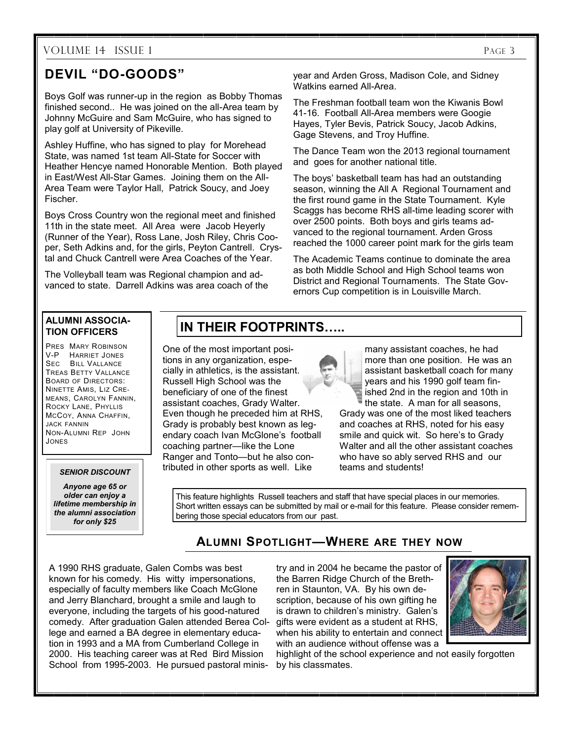## DEVIL "DO-GOODS"

Boys Golf was runner-up in the region as Bobby Thomas finished second.. He was joined on the all-Area team by Johnny McGuire and Sam McGuire, who has signed to play golf at University of Pikeville.

Ashley Huffine, who has signed to play for Morehead State, was named 1st team All-State for Soccer with Heather Hencye named Honorable Mention. Both played in East/West All-Star Games. Joining them on the All-Area Team were Taylor Hall, Patrick Soucy, and Joey Fischer.

Boys Cross Country won the regional meet and finished 11th in the state meet. All Area were Jacob Heyerly (Runner of the Year), Ross Lane, Josh Riley, Chris Cooper, Seth Adkins and, for the girls, Peyton Cantrell. Crystal and Chuck Cantrell were Area Coaches of the Year.

The Volleyball team was Regional champion and advanced to state. Darrell Adkins was area coach of the year and Arden Gross, Madison Cole, and Sidney Watkins earned All-Area.

The Freshman football team won the Kiwanis Bowl 41-16. Football All-Area members were Googie Hayes, Tyler Bevis, Patrick Soucy, Jacob Adkins, Gage Stevens, and Troy Huffine.

The Dance Team won the 2013 regional tournament and goes for another national title.

The boys' basketball team has had an outstanding season, winning the All A Regional Tournament and the first round game in the State Tournament. Kyle Scaggs has become RHS all-time leading scorer with over 2500 points. Both boys and girls teams advanced to the regional tournament. Arden Gross reached the 1000 career point mark for the girls team

The Academic Teams continue to dominate the area as both Middle School and High School teams won District and Regional Tournaments. The State Governors Cup competition is in Louisville March.

**ALUMNI ASSOCIATION OFFICERS**

PRES MARY ROBINSON
V-P HARRIET JONES
SEC BILL VALLANCE
TREAS BETTY VALLANCE
BOARD OF DIRECTORS: NINETTE AMIS, LIZ CREMEANS, CAROLYN FANNIN, ROCKY LANE, PHYLLIS MCCOY, ANNA CHAFFIN, JACK FANNIN
NON-ALUMNI REP JOHN JONES

***SENIOR DISCOUNT***

***Anyone age 65 or older can enjoy a lifetime membership in the alumni association for only $25***

## IN THEIR FOOTPRINTS…..

One of the most important positions in any organization, especially in athletics, is the assistant. Russell High School was the beneficiary of one of the finest assistant coaches, Grady Walter. Even though he preceded him at RHS, Grady is probably best known as legendary coach Ivan McGlone's football coaching partner—like the Lone Ranger and Tonto—but he also contributed in other sports as well. Like many assistant coaches, he had more than one position. He was an assistant basketball coach for many years and his 1990 golf team finished 2nd in the region and 10th in the state. A man for all seasons, Grady was one of the most liked teachers and coaches at RHS, noted for his easy smile and quick wit. So here's to Grady Walter and all the other assistant coaches who have so ably served RHS and our teams and students!

This feature highlights Russell teachers and staff that have special places in our memories. Short written essays can be submitted by mail or e-mail for this feature. Please consider remembering those special educators from our past.

## ALUMNI SPOTLIGHT—WHERE ARE THEY NOW

A 1990 RHS graduate, Galen Combs was best known for his comedy. His witty impersonations, especially of faculty members like Coach McGlone and Jerry Blanchard, brought a smile and laugh to everyone, including the targets of his good-natured comedy. After graduation Galen attended Berea College and earned a BA degree in elementary education in 1993 and a MA from Cumberland College in 2000. His teaching career was at Red Bird Mission School from 1995-2003. He pursued pastoral ministry and in 2004 he became the pastor of the Barren Ridge Church of the Brethren in Staunton, VA. By his own description, because of his own gifting he is drawn to children's ministry. Galen's gifts were evident as a student at RHS, when his ability to entertain and connect with an audience without offense was a highlight of the school experience and not easily forgotten by his classmates.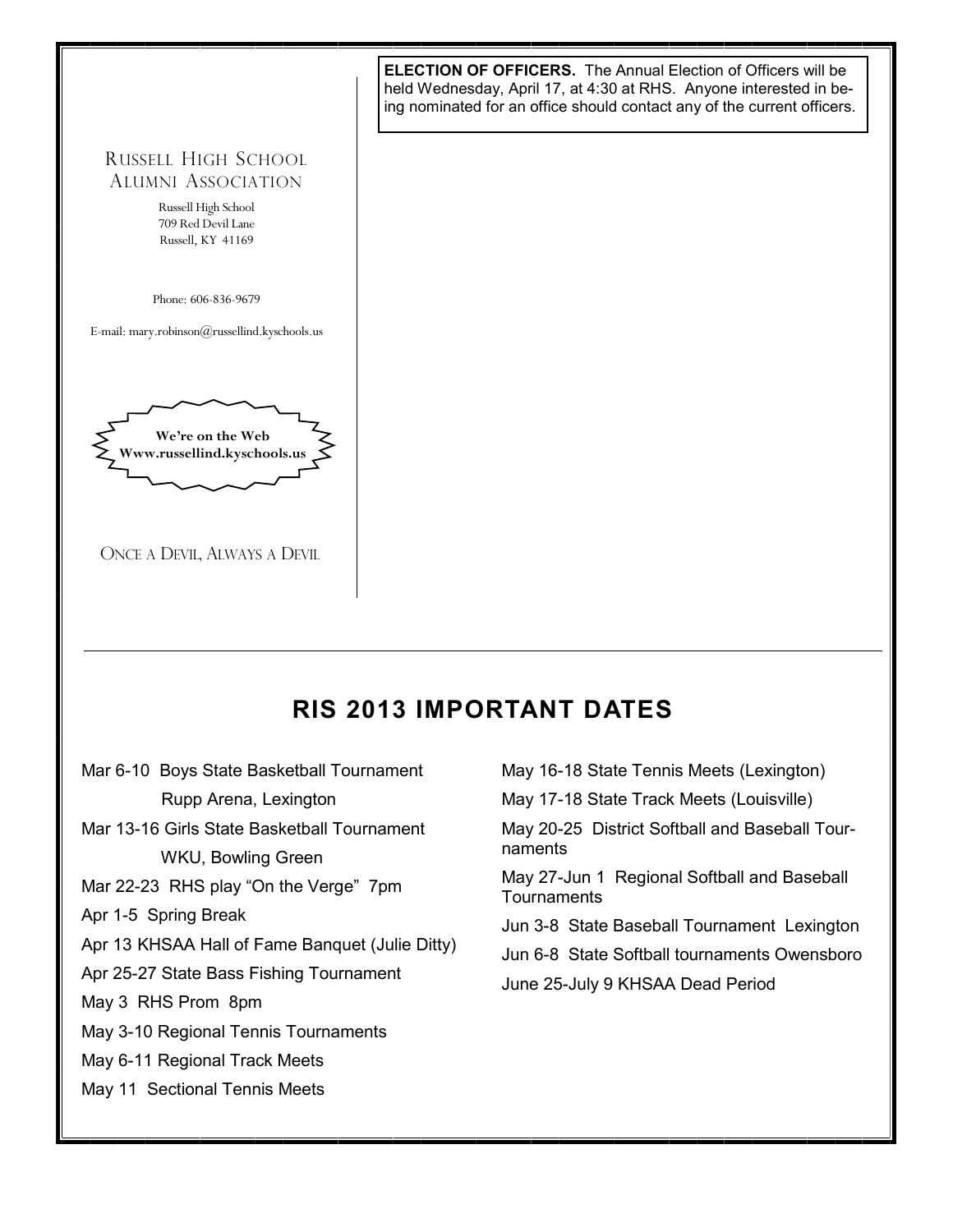**ELECTION OF OFFICERS.** The Annual Election of Officers will be held Wednesday, April 17, at 4:30 at RHS. Anyone interested in being nominated for an office should contact any of the current officers.

Russell High School Alumni Association

Russell High School
709 Red Devil Lane
Russell, KY 41169

Phone: 606-836-9679

E-mail: mary.robinson@russellind.kyschools.us

We're on the Web
Www.russellind.kyschools.us

Once a Devil, Always a Devil

## RIS 2013 IMPORTANT DATES

Mar 6-10 Boys State Basketball Tournament
Rupp Arena, Lexington

Mar 13-16 Girls State Basketball Tournament
WKU, Bowling Green

Mar 22-23 RHS play "On the Verge" 7pm

Apr 1-5 Spring Break

Apr 13 KHSAA Hall of Fame Banquet (Julie Ditty)

Apr 25-27 State Bass Fishing Tournament

May 3 RHS Prom 8pm

May 3-10 Regional Tennis Tournaments

May 6-11 Regional Track Meets

May 11 Sectional Tennis Meets

May 16-18 State Tennis Meets (Lexington)

May 17-18 State Track Meets (Louisville)

May 20-25 District Softball and Baseball Tournaments

May 27-Jun 1 Regional Softball and Baseball Tournaments

Jun 3-8 State Baseball Tournament Lexington

Jun 6-8 State Softball tournaments Owensboro

June 25-July 9 KHSAA Dead Period